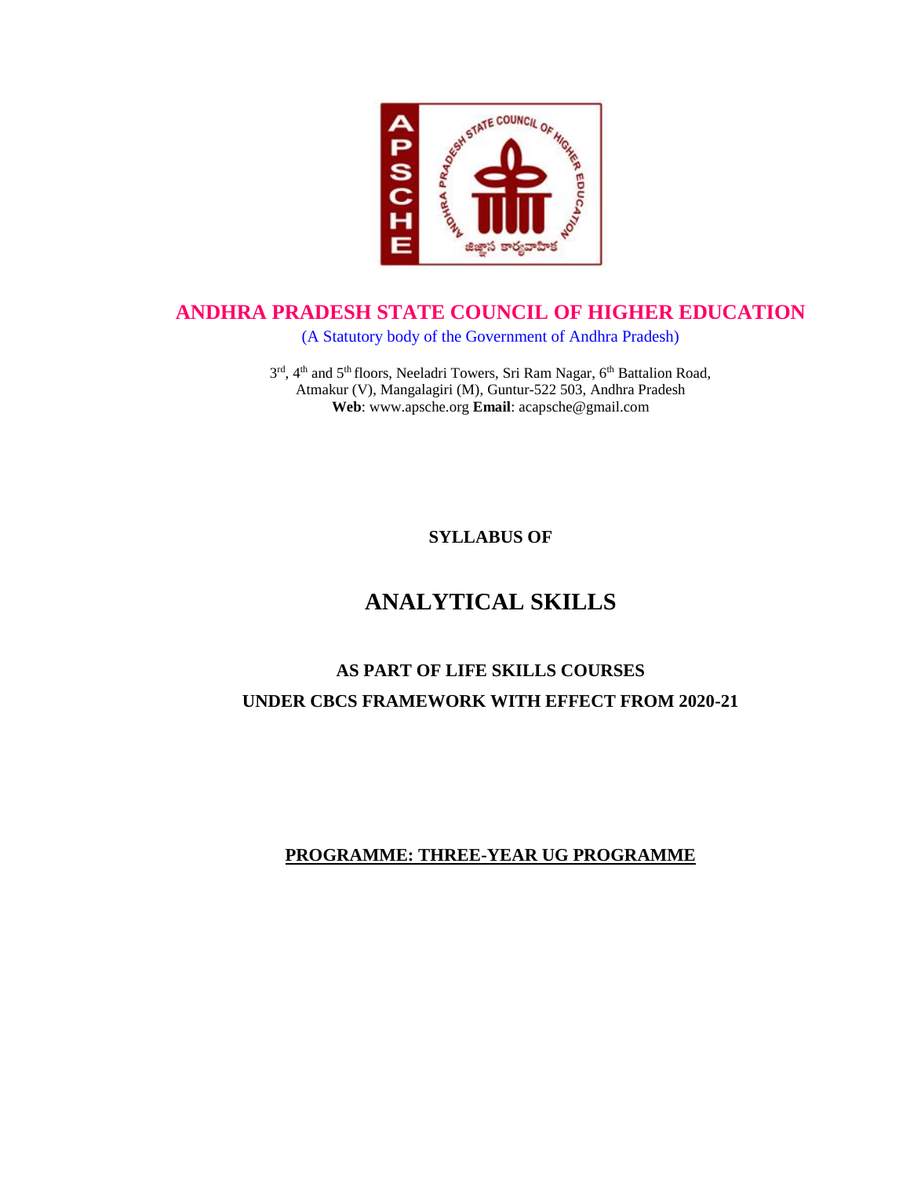# ANDHRA PRADESH STATE COUNCIL OF HIGHER EDUCATION

(A Statutory body of the Government of Andhra Pradesh)

3rd, 4th and 5th floors, Neeladri Towers, Sri Ram Nagar, 6th Battalion Road,
Atmakur (V), Mangalagiri (M), Guntur-522 503, Andhra Pradesh
**Web**: www.apsche.org **Email**: acapsche@gmail.com

**SYLLABUS OF**

# ANALYTICAL SKILLS

## AS PART OF LIFE SKILLS COURSES

## UNDER CBCS FRAMEWORK WITH EFFECT FROM 2020-21

**PROGRAMME: THREE-YEAR UG PROGRAMME**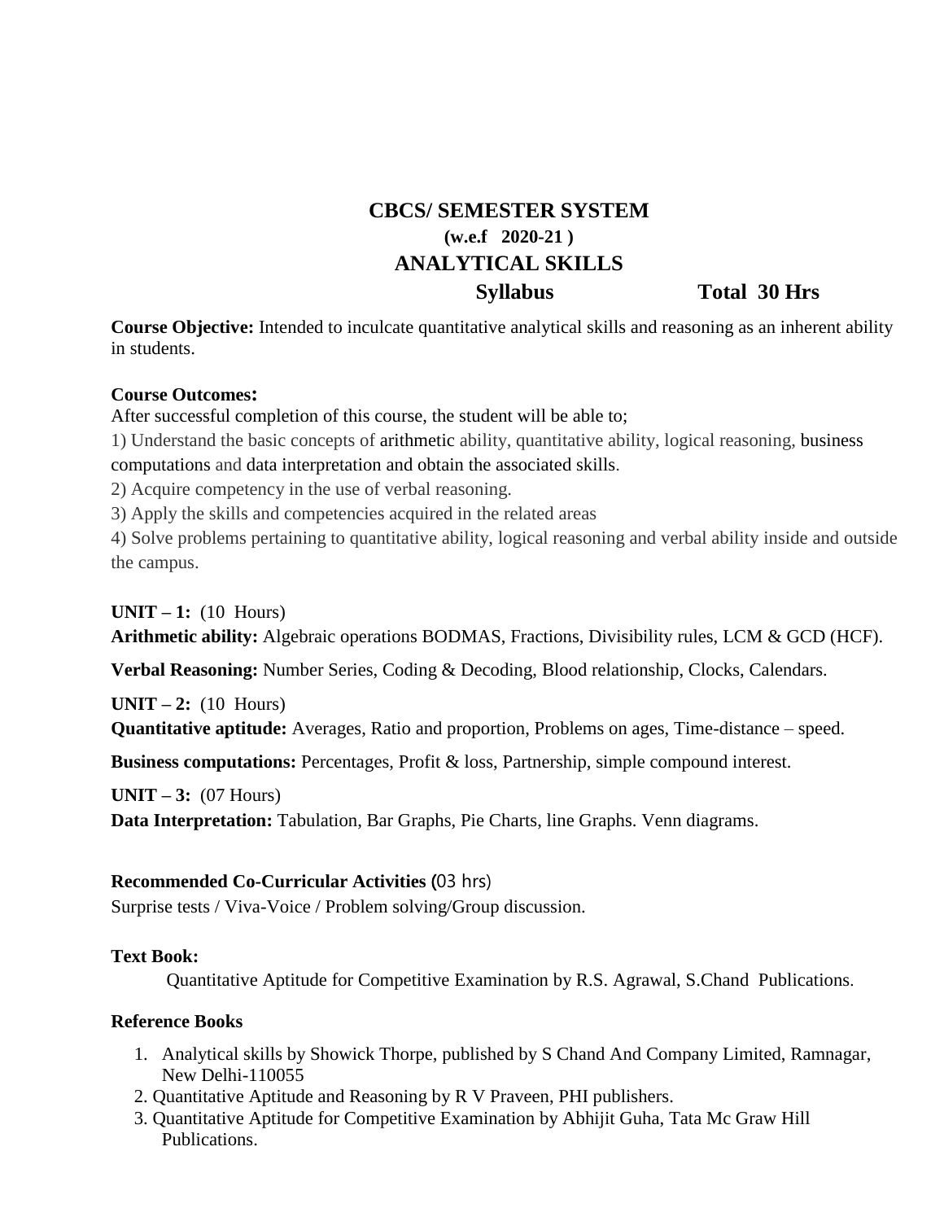# CBCS/ SEMESTER SYSTEM

**(w.e.f 2020-21 )**

## ANALYTICAL SKILLS

**Syllabus** **Total 30 Hrs**

**Course Objective:** Intended to inculcate quantitative analytical skills and reasoning as an inherent ability in students.

**Course Outcomes:**

After successful completion of this course, the student will be able to;

1) Understand the basic concepts of arithmetic ability, quantitative ability, logical reasoning, business computations and data interpretation and obtain the associated skills.

2) Acquire competency in the use of verbal reasoning.

3) Apply the skills and competencies acquired in the related areas

4) Solve problems pertaining to quantitative ability, logical reasoning and verbal ability inside and outside the campus.

**UNIT – 1:** (10 Hours)

**Arithmetic ability:** Algebraic operations BODMAS, Fractions, Divisibility rules, LCM & GCD (HCF).

**Verbal Reasoning:** Number Series, Coding & Decoding, Blood relationship, Clocks, Calendars.

**UNIT – 2:** (10 Hours)

**Quantitative aptitude:** Averages, Ratio and proportion, Problems on ages, Time-distance – speed.

**Business computations:** Percentages, Profit & loss, Partnership, simple compound interest.

**UNIT – 3:** (07 Hours)

**Data Interpretation:** Tabulation, Bar Graphs, Pie Charts, line Graphs. Venn diagrams.

**Recommended Co-Curricular Activities (**03 hrs)

Surprise tests / Viva-Voice / Problem solving/Group discussion.

**Text Book:**

Quantitative Aptitude for Competitive Examination by R.S. Agrawal, S.Chand Publications.

**Reference Books**

1. Analytical skills by Showick Thorpe, published by S Chand And Company Limited, Ramnagar, New Delhi-110055
2. Quantitative Aptitude and Reasoning by R V Praveen, PHI publishers.
3. Quantitative Aptitude for Competitive Examination by Abhijit Guha, Tata Mc Graw Hill Publications.